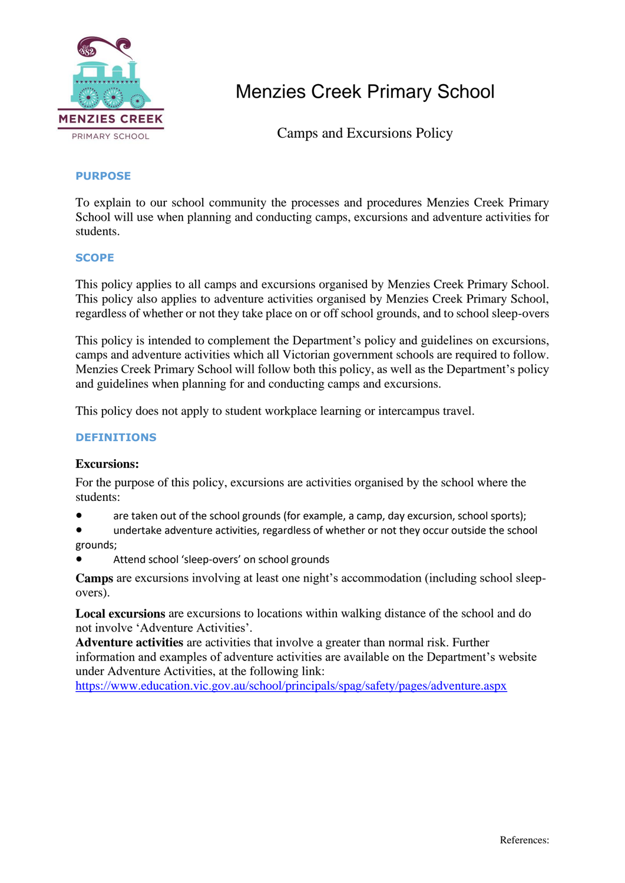# Menzies Creek Primary School

## Camps and Excursions Policy

### PURPOSE

To explain to our school community the processes and procedures Menzies Creek Primary School will use when planning and conducting camps, excursions and adventure activities for students.

### SCOPE

This policy applies to all camps and excursions organised by Menzies Creek Primary School. This policy also applies to adventure activities organised by Menzies Creek Primary School, regardless of whether or not they take place on or off school grounds, and to school sleep-overs

This policy is intended to complement the Department's policy and guidelines on excursions, camps and adventure activities which all Victorian government schools are required to follow. Menzies Creek Primary School will follow both this policy, as well as the Department's policy and guidelines when planning for and conducting camps and excursions.

This policy does not apply to student workplace learning or intercampus travel.

### DEFINITIONS

**Excursions:**

For the purpose of this policy, excursions are activities organised by the school where the students:

- are taken out of the school grounds (for example, a camp, day excursion, school sports);
- undertake adventure activities, regardless of whether or not they occur outside the school grounds;
- Attend school 'sleep-overs' on school grounds

**Camps** are excursions involving at least one night's accommodation (including school sleep-overs).

**Local excursions** are excursions to locations within walking distance of the school and do not involve 'Adventure Activities'.

**Adventure activities** are activities that involve a greater than normal risk. Further information and examples of adventure activities are available on the Department's website under Adventure Activities, at the following link: https://www.education.vic.gov.au/school/principals/spag/safety/pages/adventure.aspx

References: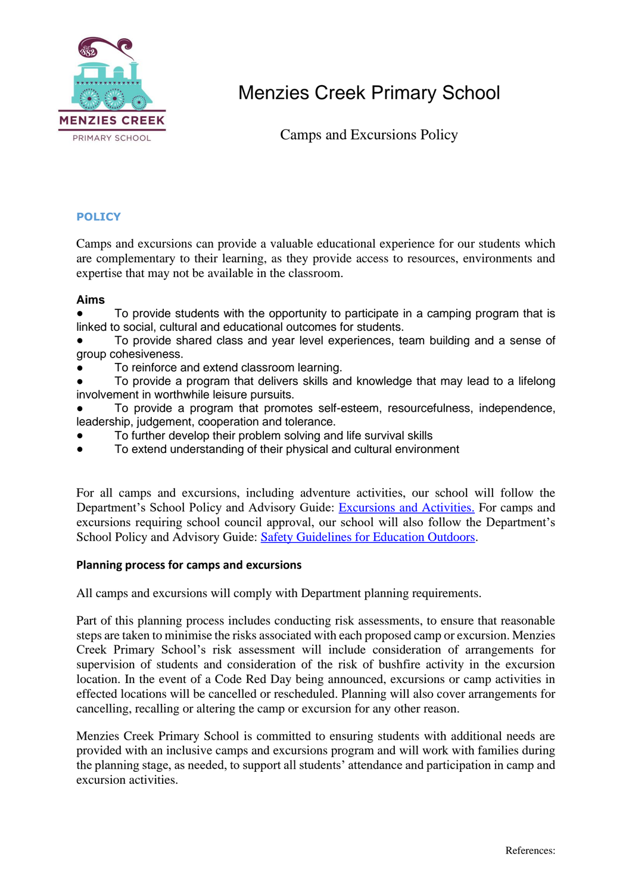# Menzies Creek Primary School

## Camps and Excursions Policy

### POLICY

Camps and excursions can provide a valuable educational experience for our students which are complementary to their learning, as they provide access to resources, environments and expertise that may not be available in the classroom.

**Aims**

- To provide students with the opportunity to participate in a camping program that is linked to social, cultural and educational outcomes for students.
- To provide shared class and year level experiences, team building and a sense of group cohesiveness.
- To reinforce and extend classroom learning.
- To provide a program that delivers skills and knowledge that may lead to a lifelong involvement in worthwhile leisure pursuits.
- To provide a program that promotes self-esteem, resourcefulness, independence, leadership, judgement, cooperation and tolerance.
- To further develop their problem solving and life survival skills
- To extend understanding of their physical and cultural environment

For all camps and excursions, including adventure activities, our school will follow the Department's School Policy and Advisory Guide: Excursions and Activities. For camps and excursions requiring school council approval, our school will also follow the Department's School Policy and Advisory Guide: Safety Guidelines for Education Outdoors.

**Planning process for camps and excursions**

All camps and excursions will comply with Department planning requirements.

Part of this planning process includes conducting risk assessments, to ensure that reasonable steps are taken to minimise the risks associated with each proposed camp or excursion. Menzies Creek Primary School's risk assessment will include consideration of arrangements for supervision of students and consideration of the risk of bushfire activity in the excursion location. In the event of a Code Red Day being announced, excursions or camp activities in effected locations will be cancelled or rescheduled. Planning will also cover arrangements for cancelling, recalling or altering the camp or excursion for any other reason.

Menzies Creek Primary School is committed to ensuring students with additional needs are provided with an inclusive camps and excursions program and will work with families during the planning stage, as needed, to support all students' attendance and participation in camp and excursion activities.

References: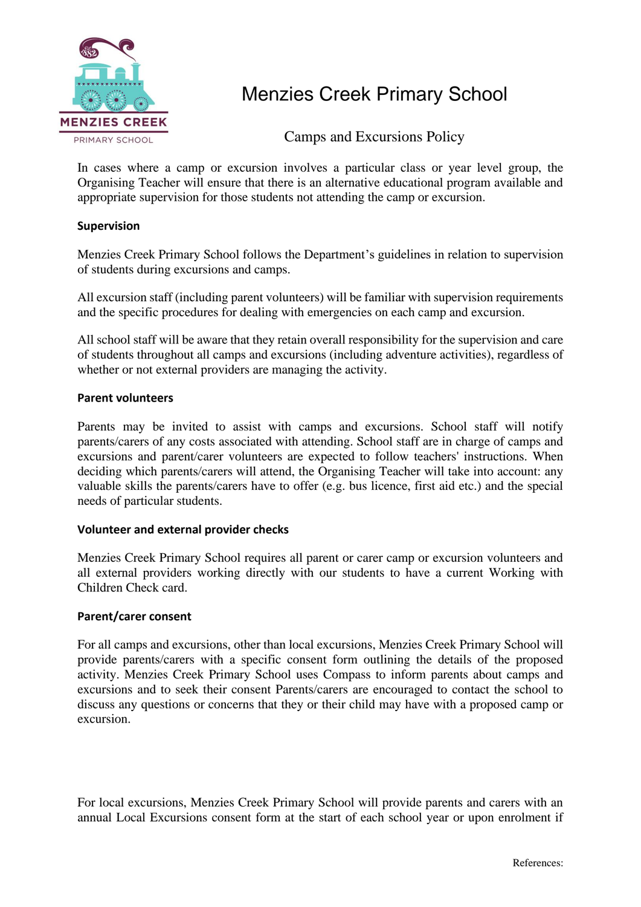In cases where a camp or excursion involves a particular class or year level group, the Organising Teacher will ensure that there is an alternative educational program available and appropriate supervision for those students not attending the camp or excursion.

#### Supervision

Menzies Creek Primary School follows the Department's guidelines in relation to supervision of students during excursions and camps.

All excursion staff (including parent volunteers) will be familiar with supervision requirements and the specific procedures for dealing with emergencies on each camp and excursion.

All school staff will be aware that they retain overall responsibility for the supervision and care of students throughout all camps and excursions (including adventure activities), regardless of whether or not external providers are managing the activity.

#### Parent volunteers

Parents may be invited to assist with camps and excursions. School staff will notify parents/carers of any costs associated with attending. School staff are in charge of camps and excursions and parent/carer volunteers are expected to follow teachers' instructions. When deciding which parents/carers will attend, the Organising Teacher will take into account: any valuable skills the parents/carers have to offer (e.g. bus licence, first aid etc.) and the special needs of particular students.

#### Volunteer and external provider checks

Menzies Creek Primary School requires all parent or carer camp or excursion volunteers and all external providers working directly with our students to have a current Working with Children Check card.

#### Parent/carer consent

For all camps and excursions, other than local excursions, Menzies Creek Primary School will provide parents/carers with a specific consent form outlining the details of the proposed activity. Menzies Creek Primary School uses Compass to inform parents about camps and excursions and to seek their consent Parents/carers are encouraged to contact the school to discuss any questions or concerns that they or their child may have with a proposed camp or excursion.

For local excursions, Menzies Creek Primary School will provide parents and carers with an annual Local Excursions consent form at the start of each school year or upon enrolment if

References: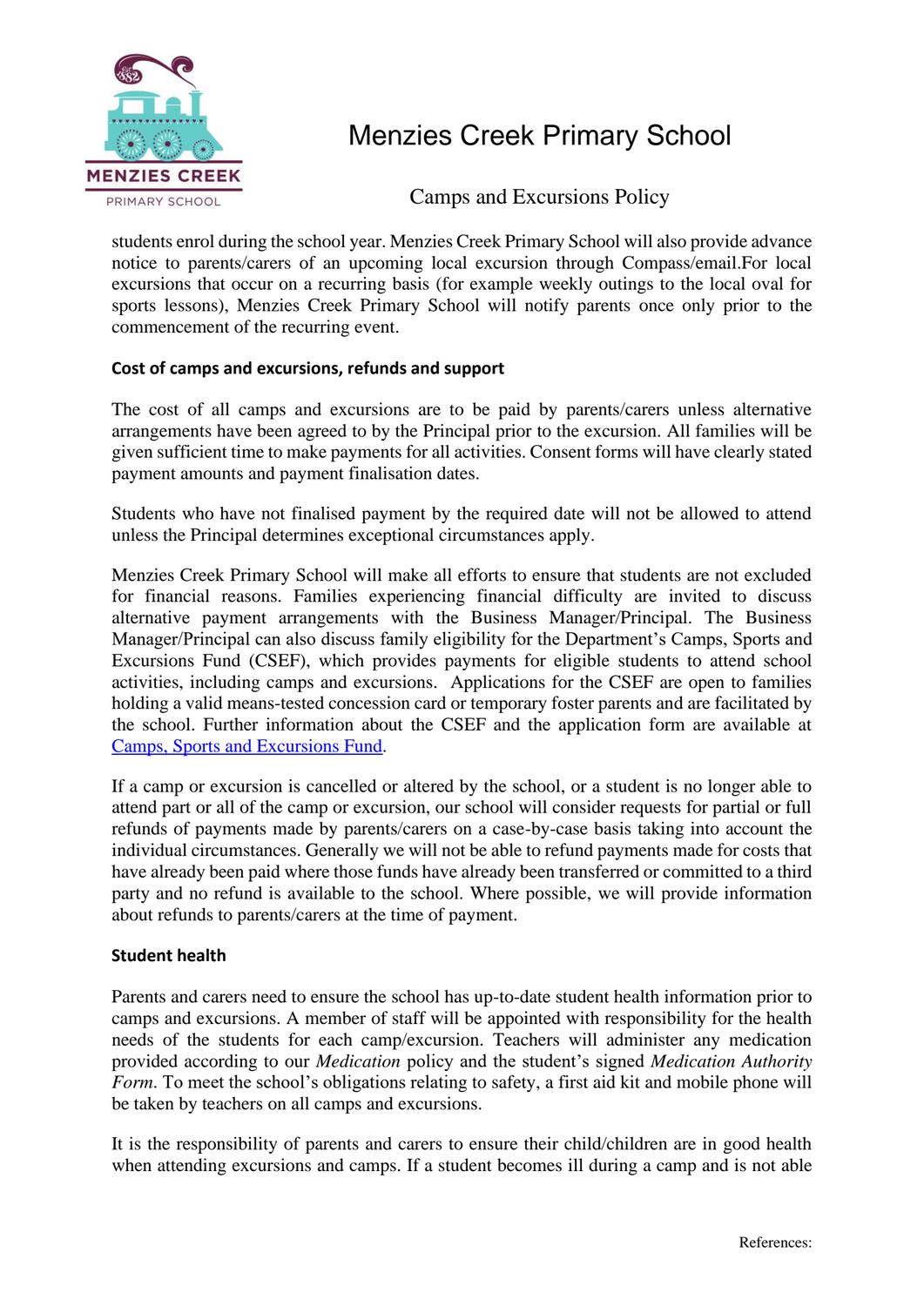students enrol during the school year. Menzies Creek Primary School will also provide advance notice to parents/carers of an upcoming local excursion through Compass/email.For local excursions that occur on a recurring basis (for example weekly outings to the local oval for sports lessons), Menzies Creek Primary School will notify parents once only prior to the commencement of the recurring event.

### Cost of camps and excursions, refunds and support

The cost of all camps and excursions are to be paid by parents/carers unless alternative arrangements have been agreed to by the Principal prior to the excursion. All families will be given sufficient time to make payments for all activities. Consent forms will have clearly stated payment amounts and payment finalisation dates.

Students who have not finalised payment by the required date will not be allowed to attend unless the Principal determines exceptional circumstances apply.

Menzies Creek Primary School will make all efforts to ensure that students are not excluded for financial reasons. Families experiencing financial difficulty are invited to discuss alternative payment arrangements with the Business Manager/Principal. The Business Manager/Principal can also discuss family eligibility for the Department's Camps, Sports and Excursions Fund (CSEF), which provides payments for eligible students to attend school activities, including camps and excursions. Applications for the CSEF are open to families holding a valid means-tested concession card or temporary foster parents and are facilitated by the school. Further information about the CSEF and the application form are available at [Camps, Sports and Excursions Fund](#).

If a camp or excursion is cancelled or altered by the school, or a student is no longer able to attend part or all of the camp or excursion, our school will consider requests for partial or full refunds of payments made by parents/carers on a case-by-case basis taking into account the individual circumstances. Generally we will not be able to refund payments made for costs that have already been paid where those funds have already been transferred or committed to a third party and no refund is available to the school. Where possible, we will provide information about refunds to parents/carers at the time of payment.

### Student health

Parents and carers need to ensure the school has up-to-date student health information prior to camps and excursions. A member of staff will be appointed with responsibility for the health needs of the students for each camp/excursion. Teachers will administer any medication provided according to our *Medication* policy and the student's signed *Medication Authority Form*. To meet the school's obligations relating to safety, a first aid kit and mobile phone will be taken by teachers on all camps and excursions.

It is the responsibility of parents and carers to ensure their child/children are in good health when attending excursions and camps. If a student becomes ill during a camp and is not able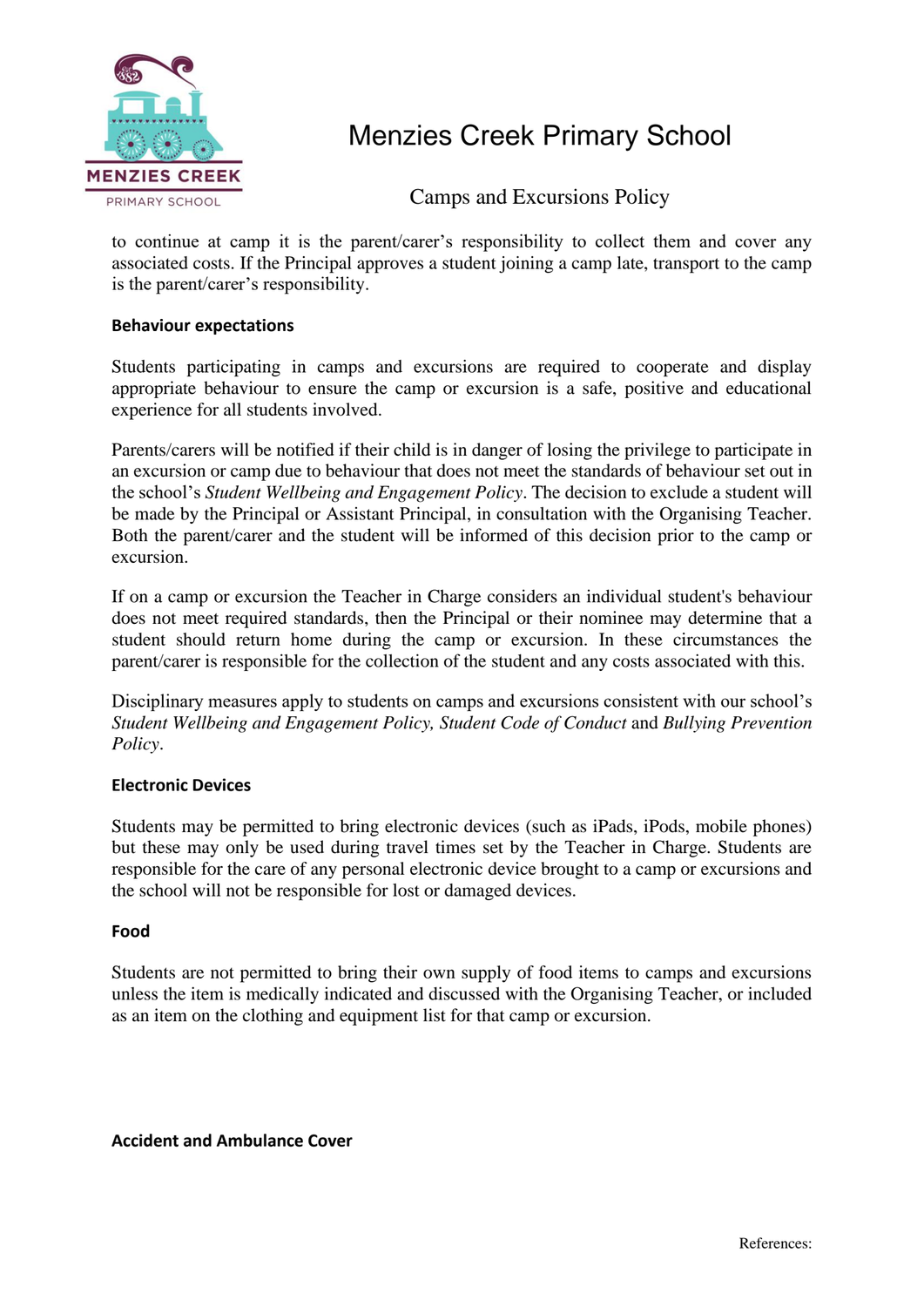to continue at camp it is the parent/carer's responsibility to collect them and cover any associated costs. If the Principal approves a student joining a camp late, transport to the camp is the parent/carer's responsibility.

**Behaviour expectations**

Students participating in camps and excursions are required to cooperate and display appropriate behaviour to ensure the camp or excursion is a safe, positive and educational experience for all students involved.

Parents/carers will be notified if their child is in danger of losing the privilege to participate in an excursion or camp due to behaviour that does not meet the standards of behaviour set out in the school's *Student Wellbeing and Engagement Policy*. The decision to exclude a student will be made by the Principal or Assistant Principal, in consultation with the Organising Teacher. Both the parent/carer and the student will be informed of this decision prior to the camp or excursion.

If on a camp or excursion the Teacher in Charge considers an individual student's behaviour does not meet required standards, then the Principal or their nominee may determine that a student should return home during the camp or excursion. In these circumstances the parent/carer is responsible for the collection of the student and any costs associated with this.

Disciplinary measures apply to students on camps and excursions consistent with our school's *Student Wellbeing and Engagement Policy, Student Code of Conduct* and *Bullying Prevention Policy*.

**Electronic Devices**

Students may be permitted to bring electronic devices (such as iPads, iPods, mobile phones) but these may only be used during travel times set by the Teacher in Charge. Students are responsible for the care of any personal electronic device brought to a camp or excursions and the school will not be responsible for lost or damaged devices.

**Food**

Students are not permitted to bring their own supply of food items to camps and excursions unless the item is medically indicated and discussed with the Organising Teacher, or included as an item on the clothing and equipment list for that camp or excursion.

**Accident and Ambulance Cover**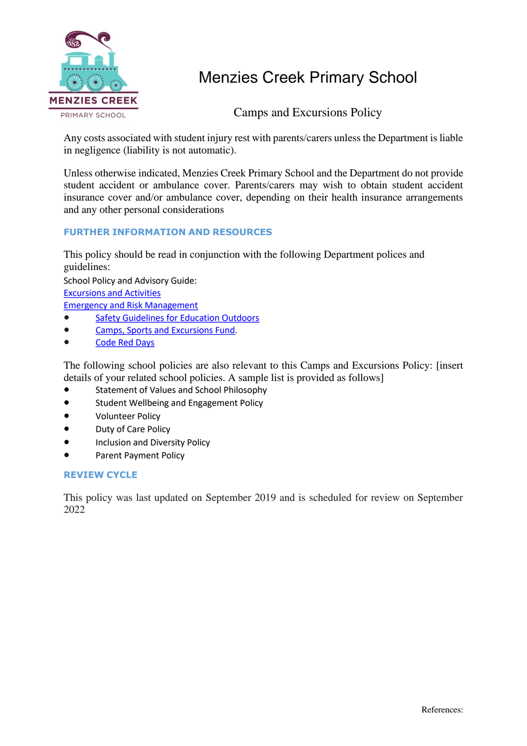# Menzies Creek Primary School

## Camps and Excursions Policy

Any costs associated with student injury rest with parents/carers unless the Department is liable in negligence (liability is not automatic).

Unless otherwise indicated, Menzies Creek Primary School and the Department do not provide student accident or ambulance cover. Parents/carers may wish to obtain student accident insurance cover and/or ambulance cover, depending on their health insurance arrangements and any other personal considerations

### FURTHER INFORMATION AND RESOURCES

This policy should be read in conjunction with the following Department polices and guidelines:

School Policy and Advisory Guide:

Excursions and Activities

Emergency and Risk Management

- Safety Guidelines for Education Outdoors
- Camps, Sports and Excursions Fund.
- Code Red Days

The following school policies are also relevant to this Camps and Excursions Policy: [insert details of your related school policies. A sample list is provided as follows]

- Statement of Values and School Philosophy
- Student Wellbeing and Engagement Policy
- Volunteer Policy
- Duty of Care Policy
- Inclusion and Diversity Policy
- Parent Payment Policy

### REVIEW CYCLE

This policy was last updated on September 2019 and is scheduled for review on September 2022

References: